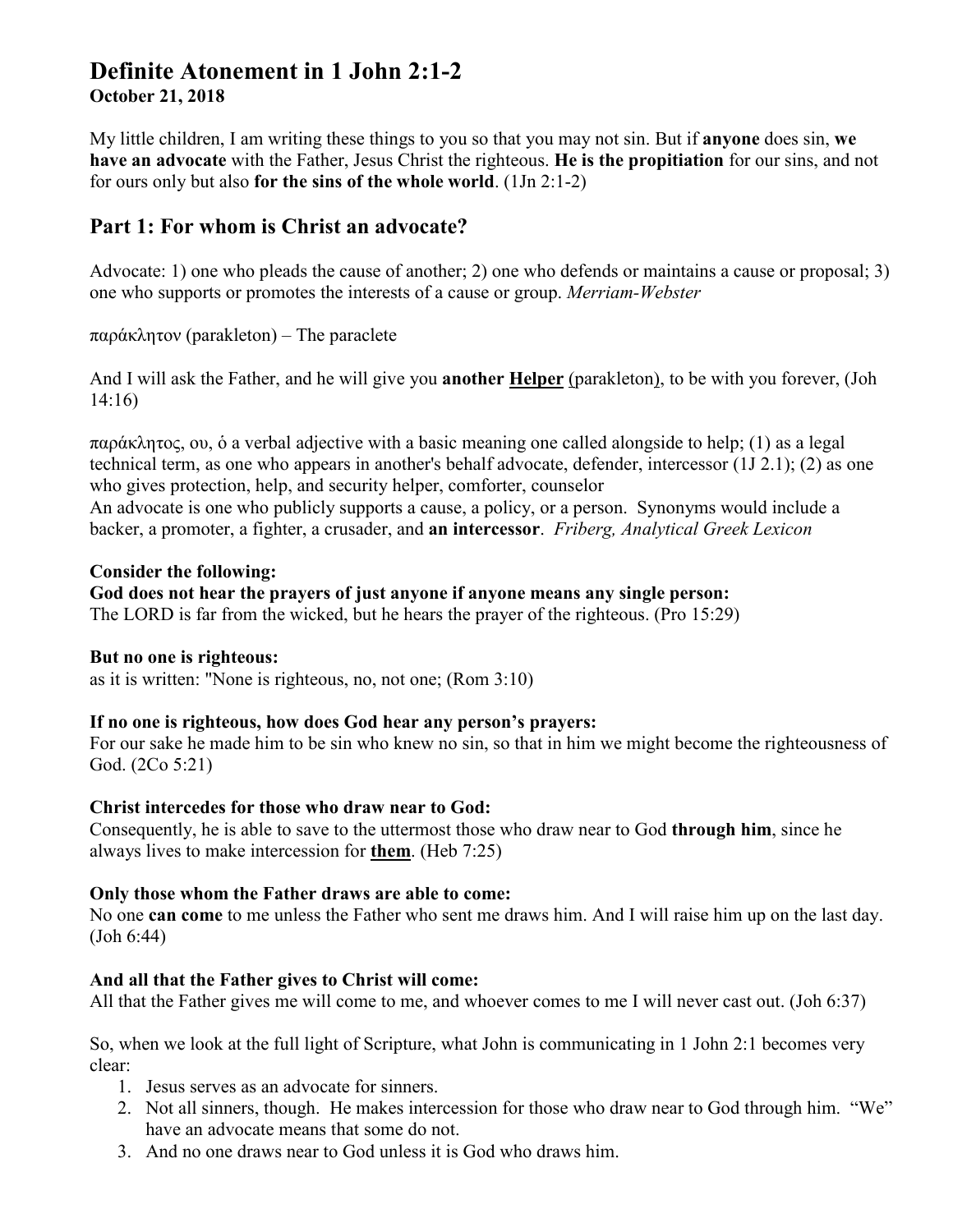# Definite Atonement in 1 John 2:1-2

**October 21, 2018**

My little children, I am writing these things to you so that you may not sin. But if **anyone** does sin, **we have an advocate** with the Father, Jesus Christ the righteous. **He is the propitiation** for our sins, and not for ours only but also **for the sins of the whole world**. (1Jn 2:1-2)

## Part 1: For whom is Christ an advocate?

Advocate: 1) one who pleads the cause of another; 2) one who defends or maintains a cause or proposal; 3) one who supports or promotes the interests of a cause or group. *Merriam-Webster*

παράκλητον (parakleton) – The paraclete

And I will ask the Father, and he will give you **another <u>Helper</u>** (parakleton), to be with you forever, (Joh 14:16)

παράκλητος, ου, ὁ a verbal adjective with a basic meaning one called alongside to help; (1) as a legal technical term, as one who appears in another's behalf advocate, defender, intercessor (1J 2.1); (2) as one who gives protection, help, and security helper, comforter, counselor
An advocate is one who publicly supports a cause, a policy, or a person. Synonyms would include a backer, a promoter, a fighter, a crusader, and **an intercessor**. *Friberg, Analytical Greek Lexicon*

**Consider the following:**

**God does not hear the prayers of just anyone if anyone means any single person:**
The LORD is far from the wicked, but he hears the prayer of the righteous. (Pro 15:29)

**But no one is righteous:**
as it is written: "None is righteous, no, not one; (Rom 3:10)

**If no one is righteous, how does God hear any person's prayers:**
For our sake he made him to be sin who knew no sin, so that in him we might become the righteousness of God. (2Co 5:21)

**Christ intercedes for those who draw near to God:**
Consequently, he is able to save to the uttermost those who draw near to God **through him**, since he always lives to make intercession for **<u>them</u>**. (Heb 7:25)

**Only those whom the Father draws are able to come:**
No one **can come** to me unless the Father who sent me draws him. And I will raise him up on the last day. (Joh 6:44)

**And all that the Father gives to Christ will come:**
All that the Father gives me will come to me, and whoever comes to me I will never cast out. (Joh 6:37)

So, when we look at the full light of Scripture, what John is communicating in 1 John 2:1 becomes very clear:

1. Jesus serves as an advocate for sinners.
2. Not all sinners, though. He makes intercession for those who draw near to God through him. "We" have an advocate means that some do not.
3. And no one draws near to God unless it is God who draws him.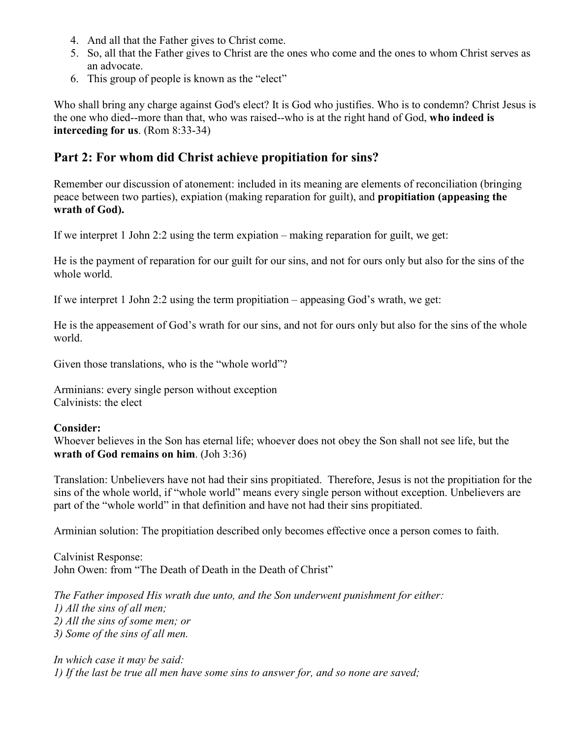4. And all that the Father gives to Christ come.
5. So, all that the Father gives to Christ are the ones who come and the ones to whom Christ serves as an advocate.
6. This group of people is known as the "elect"

Who shall bring any charge against God's elect? It is God who justifies. Who is to condemn? Christ Jesus is the one who died--more than that, who was raised--who is at the right hand of God, **who indeed is interceding for us**. (Rom 8:33-34)

## Part 2: For whom did Christ achieve propitiation for sins?

Remember our discussion of atonement: included in its meaning are elements of reconciliation (bringing peace between two parties), expiation (making reparation for guilt), and **propitiation (appeasing the wrath of God).**

If we interpret 1 John 2:2 using the term expiation – making reparation for guilt, we get:

He is the payment of reparation for our guilt for our sins, and not for ours only but also for the sins of the whole world.

If we interpret 1 John 2:2 using the term propitiation – appeasing God's wrath, we get:

He is the appeasement of God's wrath for our sins, and not for ours only but also for the sins of the whole world.

Given those translations, who is the "whole world"?

Arminians: every single person without exception
Calvinists: the elect

**Consider:**
Whoever believes in the Son has eternal life; whoever does not obey the Son shall not see life, but the **wrath of God remains on him**. (Joh 3:36)

Translation: Unbelievers have not had their sins propitiated. Therefore, Jesus is not the propitiation for the sins of the whole world, if "whole world" means every single person without exception. Unbelievers are part of the "whole world" in that definition and have not had their sins propitiated.

Arminian solution: The propitiation described only becomes effective once a person comes to faith.

Calvinist Response:
John Owen: from "The Death of Death in the Death of Christ"

*The Father imposed His wrath due unto, and the Son underwent punishment for either:*
*1) All the sins of all men;*
*2) All the sins of some men; or*
*3) Some of the sins of all men.*

*In which case it may be said:*
*1) If the last be true all men have some sins to answer for, and so none are saved;*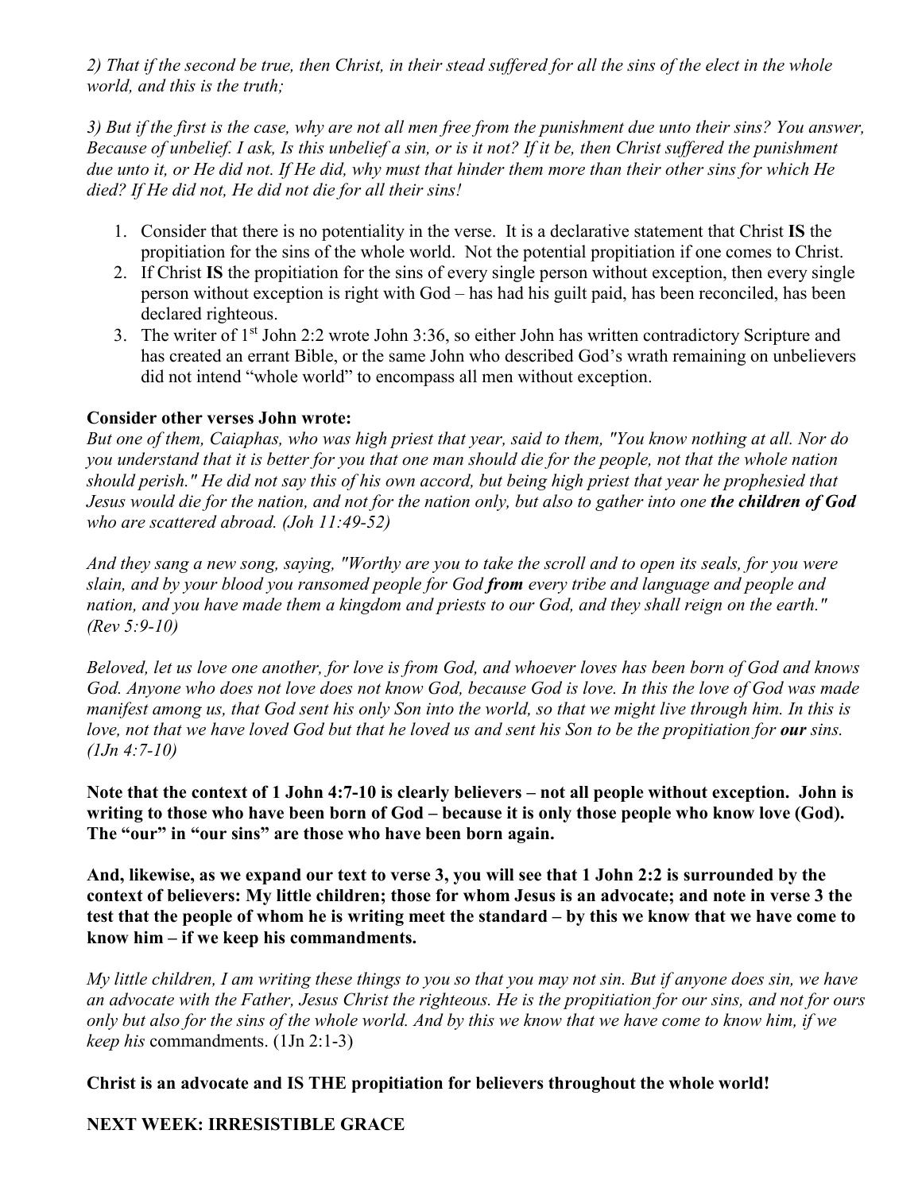*2) That if the second be true, then Christ, in their stead suffered for all the sins of the elect in the whole world, and this is the truth;*

*3) But if the first is the case, why are not all men free from the punishment due unto their sins? You answer, Because of unbelief. I ask, Is this unbelief a sin, or is it not? If it be, then Christ suffered the punishment due unto it, or He did not. If He did, why must that hinder them more than their other sins for which He died? If He did not, He did not die for all their sins!*

1. Consider that there is no potentiality in the verse. It is a declarative statement that Christ **IS** the propitiation for the sins of the whole world. Not the potential propitiation if one comes to Christ.
2. If Christ **IS** the propitiation for the sins of every single person without exception, then every single person without exception is right with God – has had his guilt paid, has been reconciled, has been declared righteous.
3. The writer of 1st John 2:2 wrote John 3:36, so either John has written contradictory Scripture and has created an errant Bible, or the same John who described God's wrath remaining on unbelievers did not intend "whole world" to encompass all men without exception.

**Consider other verses John wrote:**

*But one of them, Caiaphas, who was high priest that year, said to them, "You know nothing at all. Nor do you understand that it is better for you that one man should die for the people, not that the whole nation should perish." He did not say this of his own accord, but being high priest that year he prophesied that Jesus would die for the nation, and not for the nation only, but also to gather into one* ***the children of God*** *who are scattered abroad. (Joh 11:49-52)*

*And they sang a new song, saying, "Worthy are you to take the scroll and to open its seals, for you were slain, and by your blood you ransomed people for God* ***from*** *every tribe and language and people and nation, and you have made them a kingdom and priests to our God, and they shall reign on the earth." (Rev 5:9-10)*

*Beloved, let us love one another, for love is from God, and whoever loves has been born of God and knows God. Anyone who does not love does not know God, because God is love. In this the love of God was made manifest among us, that God sent his only Son into the world, so that we might live through him. In this is love, not that we have loved God but that he loved us and sent his Son to be the propitiation for* ***our*** *sins. (1Jn 4:7-10)*

**Note that the context of 1 John 4:7-10 is clearly believers – not all people without exception. John is writing to those who have been born of God – because it is only those people who know love (God). The "our" in "our sins" are those who have been born again.**

**And, likewise, as we expand our text to verse 3, you will see that 1 John 2:2 is surrounded by the context of believers: My little children; those for whom Jesus is an advocate; and note in verse 3 the test that the people of whom he is writing meet the standard – by this we know that we have come to know him – if we keep his commandments.**

*My little children, I am writing these things to you so that you may not sin. But if anyone does sin, we have an advocate with the Father, Jesus Christ the righteous. He is the propitiation for our sins, and not for ours only but also for the sins of the whole world. And by this we know that we have come to know him, if we keep his* commandments. (1Jn 2:1-3)

**Christ is an advocate and IS THE propitiation for believers throughout the whole world!**

**NEXT WEEK: IRRESISTIBLE GRACE**